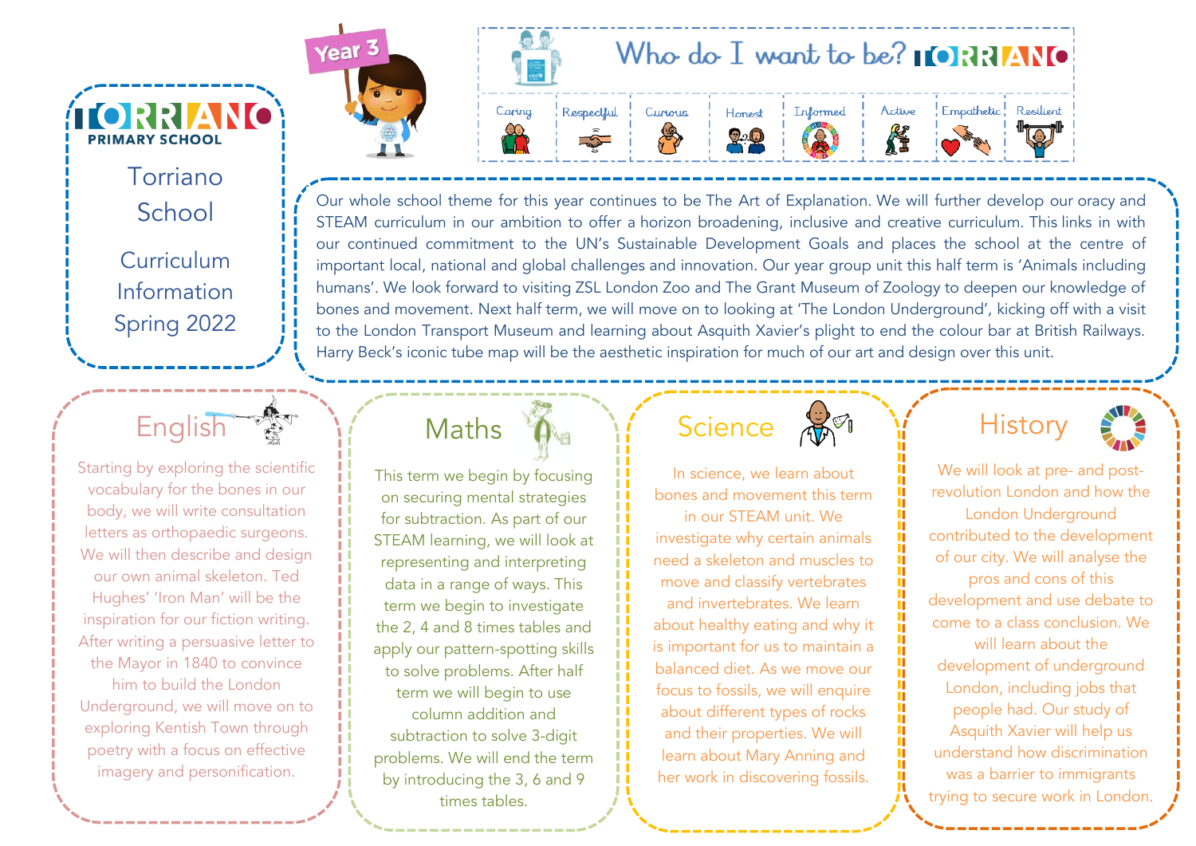# TORRIANO PRIMARY SCHOOL

Torriano School

Curriculum Information Spring 2022

Year 3

## Who do I want to be? TORRIANO

Caring | Respectful | Curious | Honest | Informed | Active | Empathetic | Resilient

Our whole school theme for this year continues to be The Art of Explanation. We will further develop our oracy and STEAM curriculum in our ambition to offer a horizon broadening, inclusive and creative curriculum. This links in with our continued commitment to the UN's Sustainable Development Goals and places the school at the centre of important local, national and global challenges and innovation. Our year group unit this half term is 'Animals including humans'. We look forward to visiting ZSL London Zoo and The Grant Museum of Zoology to deepen our knowledge of bones and movement. Next half term, we will move on to looking at 'The London Underground', kicking off with a visit to the London Transport Museum and learning about Asquith Xavier's plight to end the colour bar at British Railways. Harry Beck's iconic tube map will be the aesthetic inspiration for much of our art and design over this unit.

## English

Starting by exploring the scientific vocabulary for the bones in our body, we will write consultation letters as orthopaedic surgeons. We will then describe and design our own animal skeleton. Ted Hughes' 'Iron Man' will be the inspiration for our fiction writing. After writing a persuasive letter to the Mayor in 1840 to convince him to build the London Underground, we will move on to exploring Kentish Town through poetry with a focus on effective imagery and personification.

## Maths

This term we begin by focusing on securing mental strategies for subtraction. As part of our STEAM learning, we will look at representing and interpreting data in a range of ways. This term we begin to investigate the 2, 4 and 8 times tables and apply our pattern-spotting skills to solve problems. After half term we will begin to use column addition and subtraction to solve 3-digit problems. We will end the term by introducing the 3, 6 and 9 times tables.

## Science

In science, we learn about bones and movement this term in our STEAM unit. We investigate why certain animals need a skeleton and muscles to move and classify vertebrates and invertebrates. We learn about healthy eating and why it is important for us to maintain a balanced diet. As we move our focus to fossils, we will enquire about different types of rocks and their properties. We will learn about Mary Anning and her work in discovering fossils.

## History

We will look at pre- and post-revolution London and how the London Underground contributed to the development of our city. We will analyse the pros and cons of this development and use debate to come to a class conclusion. We will learn about the development of underground London, including jobs that people had. Our study of Asquith Xavier will help us understand how discrimination was a barrier to immigrants trying to secure work in London.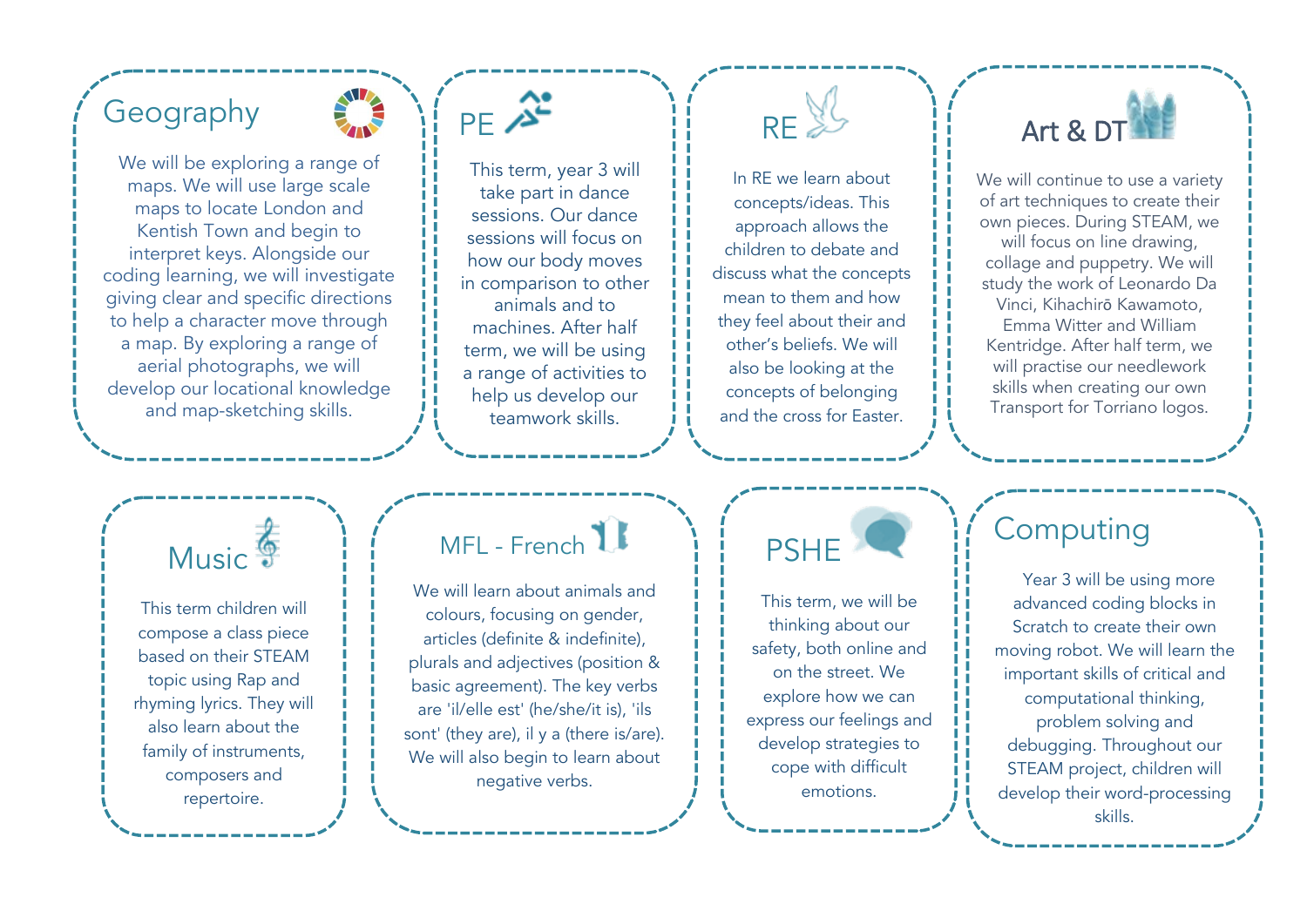## Geography

We will be exploring a range of maps. We will use large scale maps to locate London and Kentish Town and begin to interpret keys. Alongside our coding learning, we will investigate giving clear and specific directions to help a character move through a map. By exploring a range of aerial photographs, we will develop our locational knowledge and map-sketching skills.

## PE

This term, year 3 will take part in dance sessions. Our dance sessions will focus on how our body moves in comparison to other animals and to machines. After half term, we will be using a range of activities to help us develop our teamwork skills.

## RE

In RE we learn about concepts/ideas. This approach allows the children to debate and discuss what the concepts mean to them and how they feel about their and other's beliefs. We will also be looking at the concepts of belonging and the cross for Easter.

## Art & DT

We will continue to use a variety of art techniques to create their own pieces. During STEAM, we will focus on line drawing, collage and puppetry. We will study the work of Leonardo Da Vinci, Kihachirō Kawamoto, Emma Witter and William Kentridge. After half term, we will practise our needlework skills when creating our own Transport for Torriano logos.

## Music

This term children will compose a class piece based on their STEAM topic using Rap and rhyming lyrics. They will also learn about the family of instruments, composers and repertoire.

## MFL - French

We will learn about animals and colours, focusing on gender, articles (definite & indefinite), plurals and adjectives (position & basic agreement). The key verbs are 'il/elle est' (he/she/it is), 'ils sont' (they are), il y a (there is/are). We will also begin to learn about negative verbs.

## PSHE

This term, we will be thinking about our safety, both online and on the street. We explore how we can express our feelings and develop strategies to cope with difficult emotions.

## Computing

Year 3 will be using more advanced coding blocks in Scratch to create their own moving robot. We will learn the important skills of critical and computational thinking, problem solving and debugging. Throughout our STEAM project, children will develop their word-processing skills.